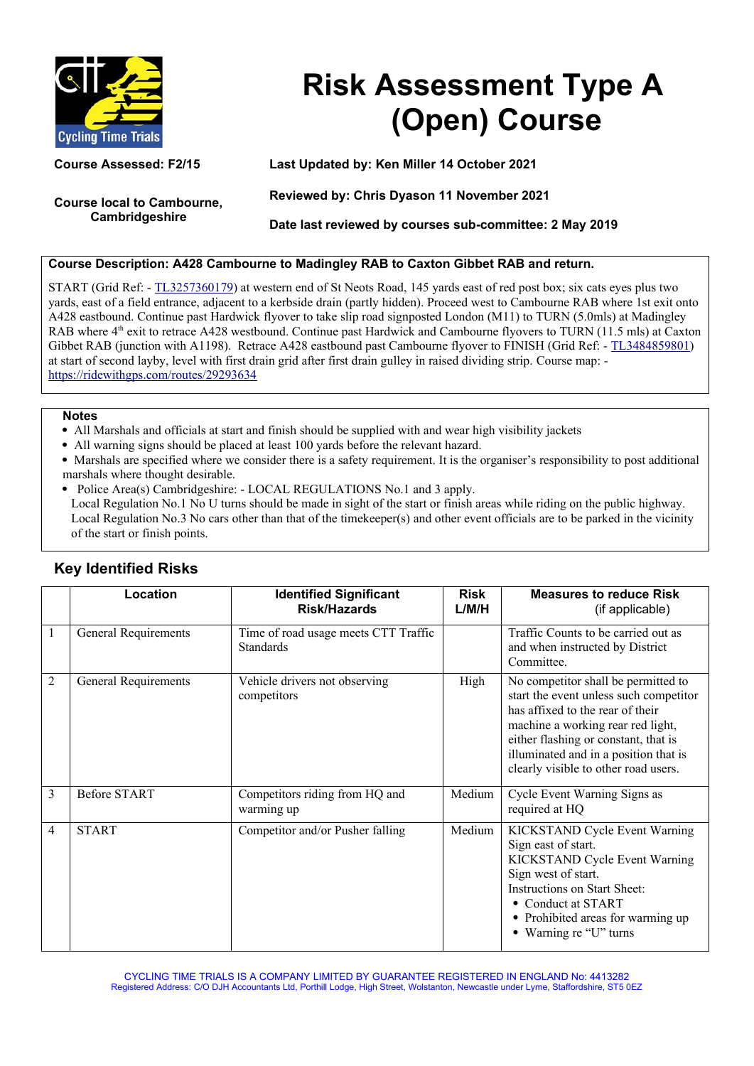# Risk Assessment Type A (Open) Course

**Course Assessed: F2/15**

**Course local to Cambourne, Cambridgeshire**

**Last Updated by: Ken Miller 14 October 2021**

**Reviewed by: Chris Dyason 11 November 2021**

**Date last reviewed by courses sub-committee: 2 May 2019**

**Course Description: A428 Cambourne to Madingley RAB to Caxton Gibbet RAB and return.**

START (Grid Ref: - TL3257360179) at western end of St Neots Road, 145 yards east of red post box; six cats eyes plus two yards, east of a field entrance, adjacent to a kerbside drain (partly hidden). Proceed west to Cambourne RAB where 1st exit onto A428 eastbound. Continue past Hardwick flyover to take slip road signposted London (M11) to TURN (5.0mls) at Madingley RAB where 4th exit to retrace A428 westbound. Continue past Hardwick and Cambourne flyovers to TURN (11.5 mls) at Caxton Gibbet RAB (junction with A1198). Retrace A428 eastbound past Cambourne flyover to FINISH (Grid Ref: - TL3484859801) at start of second layby, level with first drain grid after first drain gulley in raised dividing strip. Course map: - https://ridewithgps.com/routes/29293634

**Notes**

- All Marshals and officials at start and finish should be supplied with and wear high visibility jackets
- All warning signs should be placed at least 100 yards before the relevant hazard.
- Marshals are specified where we consider there is a safety requirement. It is the organiser's responsibility to post additional marshals where thought desirable.
- Police Area(s) Cambridgeshire: - LOCAL REGULATIONS No.1 and 3 apply.
  Local Regulation No.1 No U turns should be made in sight of the start or finish areas while riding on the public highway.
  Local Regulation No.3 No cars other than that of the timekeeper(s) and other event officials are to be parked in the vicinity of the start or finish points.

## Key Identified Risks

| | Location | Identified Significant Risk/Hazards | Risk L/M/H | Measures to reduce Risk (if applicable) |
|---|---|---|---|---|
| 1 | General Requirements | Time of road usage meets CTT Traffic Standards | | Traffic Counts to be carried out as and when instructed by District Committee. |
| 2 | General Requirements | Vehicle drivers not observing competitors | High | No competitor shall be permitted to start the event unless such competitor has affixed to the rear of their machine a working rear red light, either flashing or constant, that is illuminated and in a position that is clearly visible to other road users. |
| 3 | Before START | Competitors riding from HQ and warming up | Medium | Cycle Event Warning Signs as required at HQ |
| 4 | START | Competitor and/or Pusher falling | Medium | KICKSTAND Cycle Event Warning Sign east of start.<br>KICKSTAND Cycle Event Warning Sign west of start.<br>Instructions on Start Sheet:<br>• Conduct at START<br>• Prohibited areas for warming up<br>• Warning re "U" turns |

CYCLING TIME TRIALS IS A COMPANY LIMITED BY GUARANTEE REGISTERED IN ENGLAND No: 4413282
Registered Address: C/O DJH Accountants Ltd, Porthill Lodge, High Street, Wolstanton, Newcastle under Lyme, Staffordshire, ST5 0EZ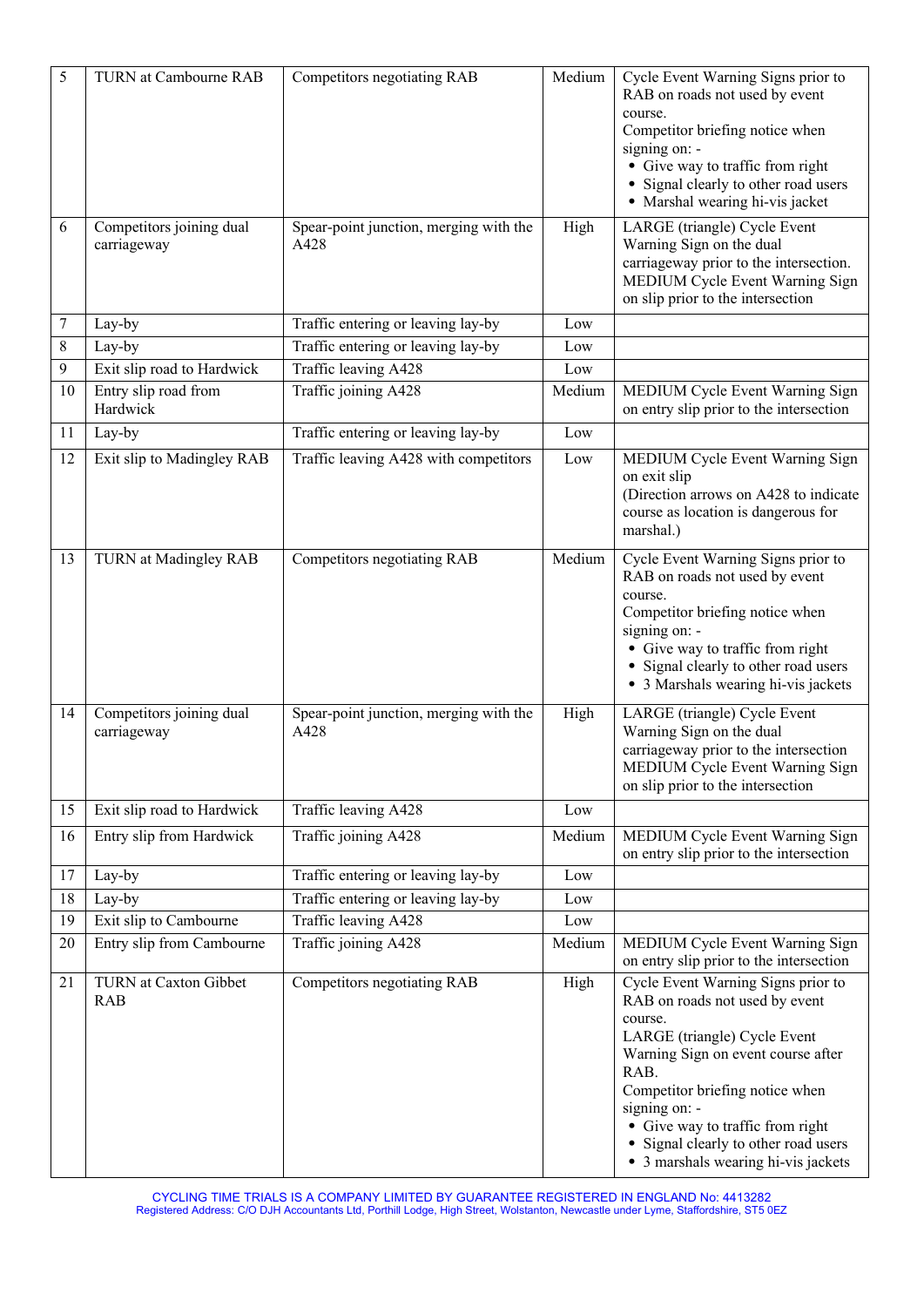| 5 | TURN at Cambourne RAB | Competitors negotiating RAB | Medium | Cycle Event Warning Signs prior to RAB on roads not used by event course.<br>Competitor briefing notice when signing on: -<br>• Give way to traffic from right<br>• Signal clearly to other road users<br>• Marshal wearing hi-vis jacket |
|---|---|---|---|---|
| 6 | Competitors joining dual carriageway | Spear-point junction, merging with the A428 | High | LARGE (triangle) Cycle Event Warning Sign on the dual carriageway prior to the intersection.<br>MEDIUM Cycle Event Warning Sign on slip prior to the intersection |
| 7 | Lay-by | Traffic entering or leaving lay-by | Low | |
| 8 | Lay-by | Traffic entering or leaving lay-by | Low | |
| 9 | Exit slip road to Hardwick | Traffic leaving A428 | Low | |
| 10 | Entry slip road from Hardwick | Traffic joining A428 | Medium | MEDIUM Cycle Event Warning Sign on entry slip prior to the intersection |
| 11 | Lay-by | Traffic entering or leaving lay-by | Low | |
| 12 | Exit slip to Madingley RAB | Traffic leaving A428 with competitors | Low | MEDIUM Cycle Event Warning Sign on exit slip<br>(Direction arrows on A428 to indicate course as location is dangerous for marshal.) |
| 13 | TURN at Madingley RAB | Competitors negotiating RAB | Medium | Cycle Event Warning Signs prior to RAB on roads not used by event course.<br>Competitor briefing notice when signing on: -<br>• Give way to traffic from right<br>• Signal clearly to other road users<br>• 3 Marshals wearing hi-vis jackets |
| 14 | Competitors joining dual carriageway | Spear-point junction, merging with the A428 | High | LARGE (triangle) Cycle Event Warning Sign on the dual carriageway prior to the intersection<br>MEDIUM Cycle Event Warning Sign on slip prior to the intersection |
| 15 | Exit slip road to Hardwick | Traffic leaving A428 | Low | |
| 16 | Entry slip from Hardwick | Traffic joining A428 | Medium | MEDIUM Cycle Event Warning Sign on entry slip prior to the intersection |
| 17 | Lay-by | Traffic entering or leaving lay-by | Low | |
| 18 | Lay-by | Traffic entering or leaving lay-by | Low | |
| 19 | Exit slip to Cambourne | Traffic leaving A428 | Low | |
| 20 | Entry slip from Cambourne | Traffic joining A428 | Medium | MEDIUM Cycle Event Warning Sign on entry slip prior to the intersection |
| 21 | TURN at Caxton Gibbet RAB | Competitors negotiating RAB | High | Cycle Event Warning Signs prior to RAB on roads not used by event course.<br>LARGE (triangle) Cycle Event Warning Sign on event course after RAB.<br>Competitor briefing notice when signing on: -<br>• Give way to traffic from right<br>• Signal clearly to other road users<br>• 3 marshals wearing hi-vis jackets |

CYCLING TIME TRIALS IS A COMPANY LIMITED BY GUARANTEE REGISTERED IN ENGLAND No: 4413282
Registered Address: C/O DJH Accountants Ltd, Porthill Lodge, High Street, Wolstanton, Newcastle under Lyme, Staffordshire, ST5 0EZ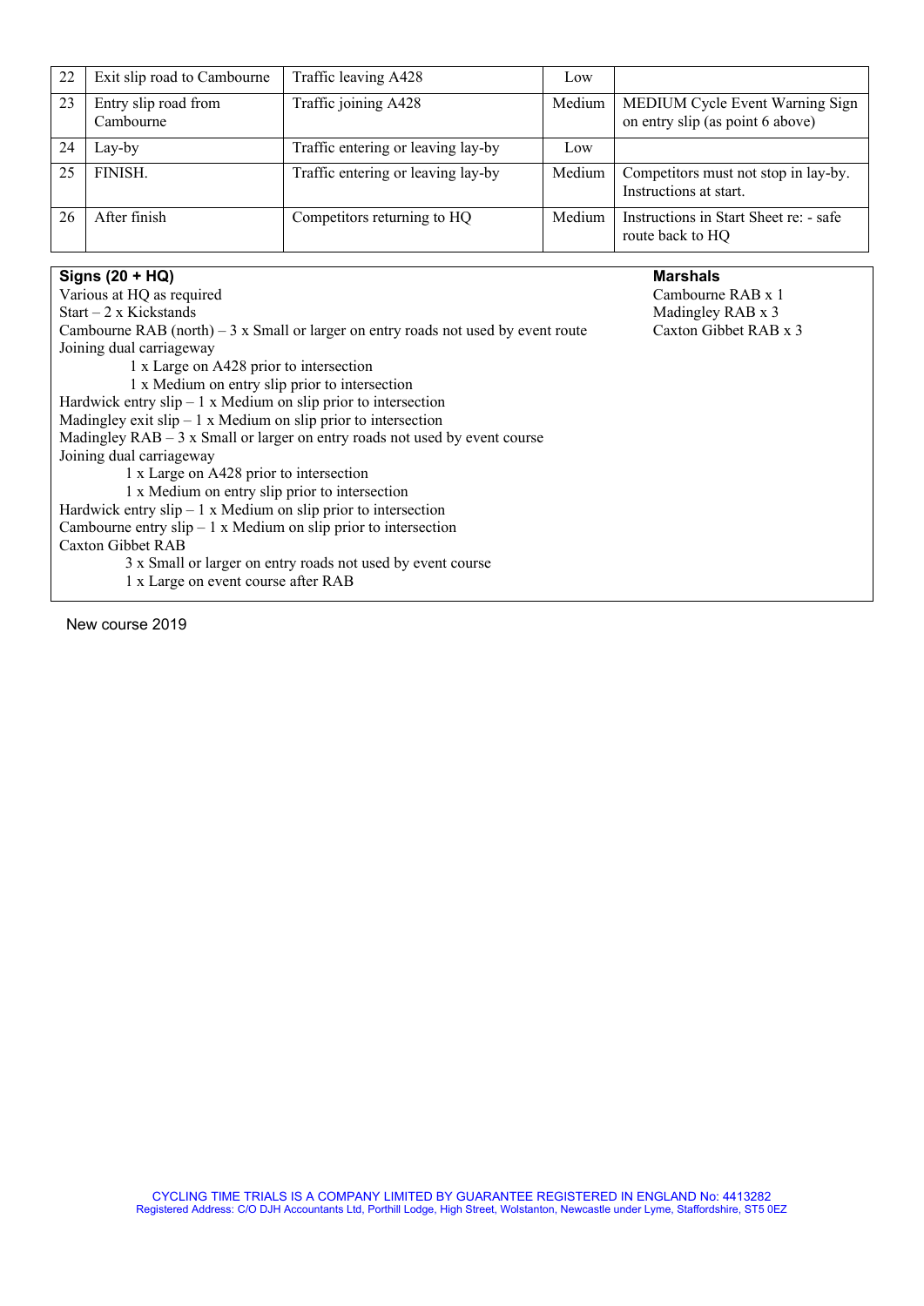| | | | | |
|---|---|---|---|---|
| 22 | Exit slip road to Cambourne | Traffic leaving A428 | Low | |
| 23 | Entry slip road from Cambourne | Traffic joining A428 | Medium | MEDIUM Cycle Event Warning Sign on entry slip (as point 6 above) |
| 24 | Lay-by | Traffic entering or leaving lay-by | Low | |
| 25 | FINISH. | Traffic entering or leaving lay-by | Medium | Competitors must not stop in lay-by. Instructions at start. |
| 26 | After finish | Competitors returning to HQ | Medium | Instructions in Start Sheet re: - safe route back to HQ |

**Signs (20 + HQ)**

Various at HQ as required
Start – 2 x Kickstands
Cambourne RAB (north) – 3 x Small or larger on entry roads not used by event route
Joining dual carriageway
 1 x Large on A428 prior to intersection
 1 x Medium on entry slip prior to intersection
Hardwick entry slip – 1 x Medium on slip prior to intersection
Madingley exit slip – 1 x Medium on slip prior to intersection
Madingley RAB – 3 x Small or larger on entry roads not used by event course
Joining dual carriageway
 1 x Large on A428 prior to intersection
 1 x Medium on entry slip prior to intersection
Hardwick entry slip – 1 x Medium on slip prior to intersection
Cambourne entry slip – 1 x Medium on slip prior to intersection
Caxton Gibbet RAB
 3 x Small or larger on entry roads not used by event course
 1 x Large on event course after RAB

**Marshals**

Cambourne RAB x 1
Madingley RAB x 3
Caxton Gibbet RAB x 3

New course 2019

CYCLING TIME TRIALS IS A COMPANY LIMITED BY GUARANTEE REGISTERED IN ENGLAND No: 4413282
Registered Address: C/O DJH Accountants Ltd, Porthill Lodge, High Street, Wolstanton, Newcastle under Lyme, Staffordshire, ST5 0EZ